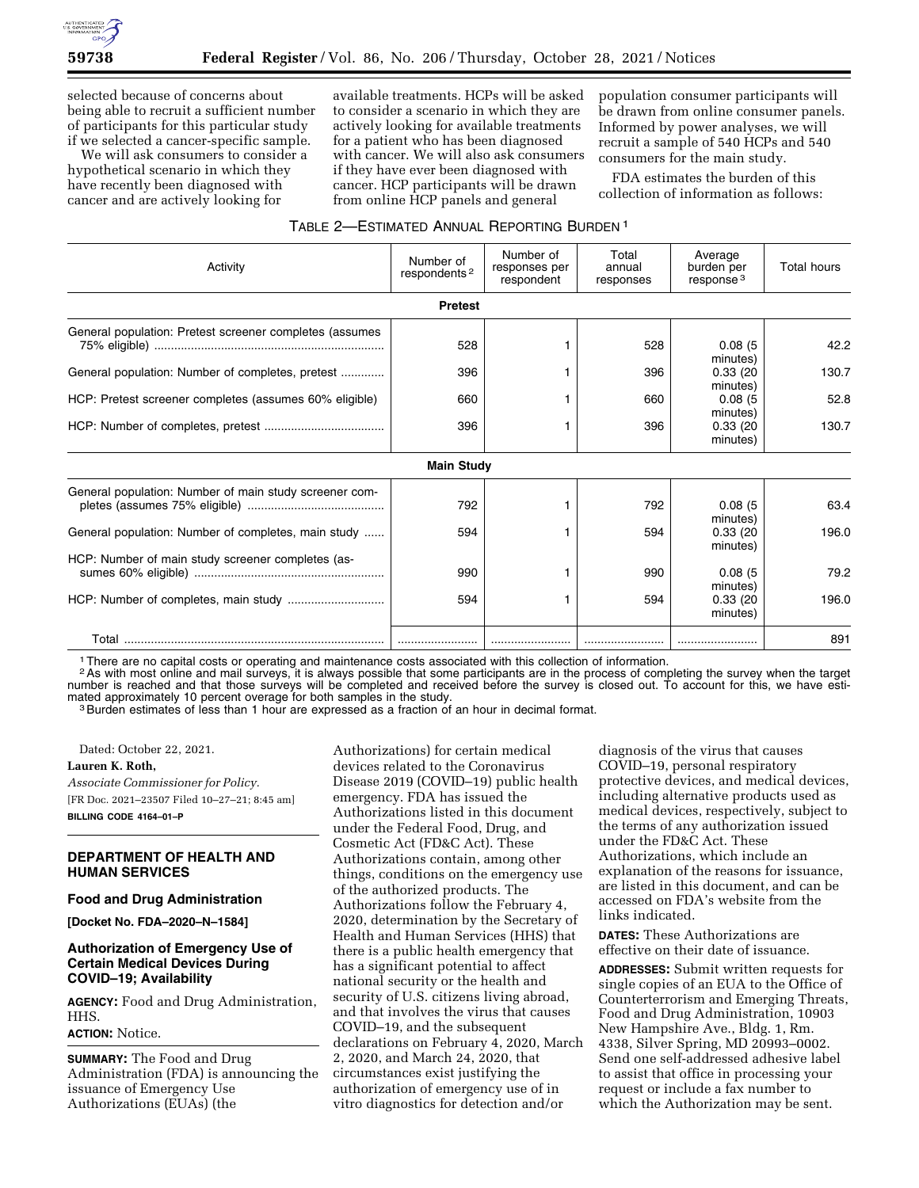selected because of concerns about being able to recruit a sufficient number of participants for this particular study if we selected a cancer-specific sample.

We will ask consumers to consider a hypothetical scenario in which they have recently been diagnosed with cancer and are actively looking for available treatments. HCPs will be asked to consider a scenario in which they are actively looking for available treatments for a patient who has been diagnosed with cancer. We will also ask consumers if they have ever been diagnosed with cancer. HCP participants will be drawn from online HCP panels and general population consumer participants will be drawn from online consumer panels. Informed by power analyses, we will recruit a sample of 540 HCPs and 540 consumers for the main study.

FDA estimates the burden of this collection of information as follows:

TABLE 2—ESTIMATED ANNUAL REPORTING BURDEN [1]

| Activity | Number of respondents [2] | Number of responses per respondent | Total annual responses | Average burden per response [3] | Total hours |
|---|---|---|---|---|---|
| **Pretest** | | | | | |
| General population: Pretest screener completes (assumes 75% eligible) | 528 | 1 | 528 | 0.08 (5 minutes) | 42.2 |
| General population: Number of completes, pretest | 396 | 1 | 396 | 0.33 (20 minutes) | 130.7 |
| HCP: Pretest screener completes (assumes 60% eligible) | 660 | 1 | 660 | 0.08 (5 minutes) | 52.8 |
| HCP: Number of completes, pretest | 396 | 1 | 396 | 0.33 (20 minutes) | 130.7 |
| **Main Study** | | | | | |
| General population: Number of main study screener completes (assumes 75% eligible) | 792 | 1 | 792 | 0.08 (5 minutes) | 63.4 |
| General population: Number of completes, main study | 594 | 1 | 594 | 0.33 (20 minutes) | 196.0 |
| HCP: Number of main study screener completes (assumes 60% eligible) | 990 | 1 | 990 | 0.08 (5 minutes) | 79.2 |
| HCP: Number of completes, main study | 594 | 1 | 594 | 0.33 (20 minutes) | 196.0 |
| Total | | | | | 891 |

[1] There are no capital costs or operating and maintenance costs associated with this collection of information.

[2] As with most online and mail surveys, it is always possible that some participants are in the process of completing the survey when the target number is reached and that those surveys will be completed and received before the survey is closed out. To account for this, we have estimated approximately 10 percent overage for both samples in the study.

[3] Burden estimates of less than 1 hour are expressed as a fraction of an hour in decimal format.

Dated: October 22, 2021.

**Lauren K. Roth,**

*Associate Commissioner for Policy.*

[FR Doc. 2021–23507 Filed 10–27–21; 8:45 am]

**BILLING CODE 4164–01–P**

## DEPARTMENT OF HEALTH AND HUMAN SERVICES

### Food and Drug Administration

**[Docket No. FDA–2020–N–1584]**

### Authorization of Emergency Use of Certain Medical Devices During COVID–19; Availability

**AGENCY:** Food and Drug Administration, HHS.

**ACTION:** Notice.

**SUMMARY:** The Food and Drug Administration (FDA) is announcing the issuance of Emergency Use Authorizations (EUAs) (the Authorizations) for certain medical devices related to the Coronavirus Disease 2019 (COVID–19) public health emergency. FDA has issued the Authorizations listed in this document under the Federal Food, Drug, and Cosmetic Act (FD&C Act). These Authorizations contain, among other things, conditions on the emergency use of the authorized products. The Authorizations follow the February 4, 2020, determination by the Secretary of Health and Human Services (HHS) that there is a public health emergency that has a significant potential to affect national security or the health and security of U.S. citizens living abroad, and that involves the virus that causes COVID–19, and the subsequent declarations on February 4, 2020, March 2, 2020, and March 24, 2020, that circumstances exist justifying the authorization of emergency use of in vitro diagnostics for detection and/or diagnosis of the virus that causes COVID–19, personal respiratory protective devices, and medical devices, including alternative products used as medical devices, respectively, subject to the terms of any authorization issued under the FD&C Act. These Authorizations, which include an explanation of the reasons for issuance, are listed in this document, and can be accessed on FDA's website from the links indicated.

**DATES:** These Authorizations are effective on their date of issuance.

**ADDRESSES:** Submit written requests for single copies of an EUA to the Office of Counterterrorism and Emerging Threats, Food and Drug Administration, 10903 New Hampshire Ave., Bldg. 1, Rm. 4338, Silver Spring, MD 20993–0002. Send one self-addressed adhesive label to assist that office in processing your request or include a fax number to which the Authorization may be sent.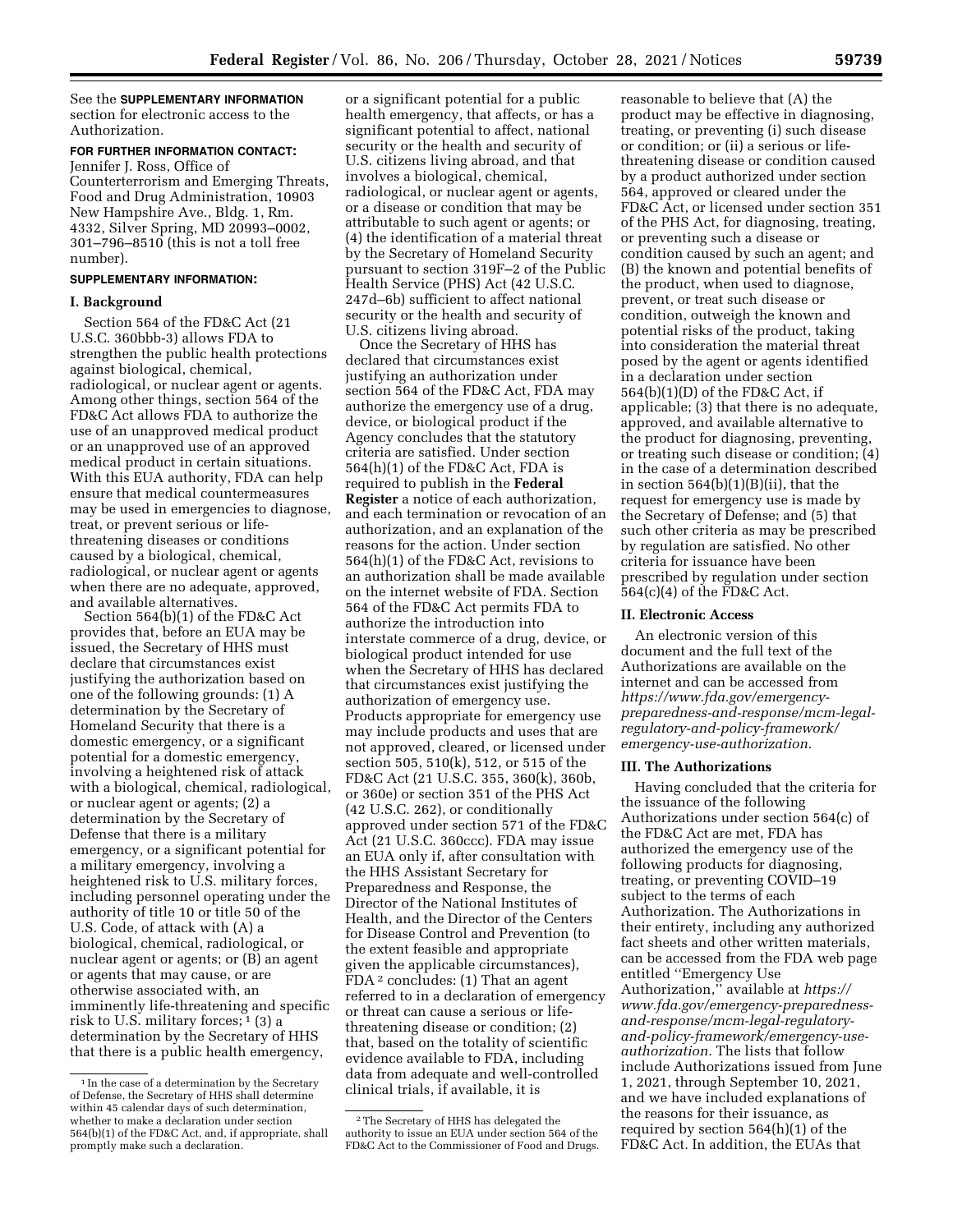See the **SUPPLEMENTARY INFORMATION** section for electronic access to the Authorization.

**FOR FURTHER INFORMATION CONTACT:** Jennifer J. Ross, Office of Counterterrorism and Emerging Threats, Food and Drug Administration, 10903 New Hampshire Ave., Bldg. 1, Rm. 4332, Silver Spring, MD 20993–0002, 301–796–8510 (this is not a toll free number).

**SUPPLEMENTARY INFORMATION:**

## I. Background

Section 564 of the FD&C Act (21 U.S.C. 360bbb-3) allows FDA to strengthen the public health protections against biological, chemical, radiological, or nuclear agent or agents. Among other things, section 564 of the FD&C Act allows FDA to authorize the use of an unapproved medical product or an unapproved use of an approved medical product in certain situations. With this EUA authority, FDA can help ensure that medical countermeasures may be used in emergencies to diagnose, treat, or prevent serious or life-threatening diseases or conditions caused by a biological, chemical, radiological, or nuclear agent or agents when there are no adequate, approved, and available alternatives.

Section 564(b)(1) of the FD&C Act provides that, before an EUA may be issued, the Secretary of HHS must declare that circumstances exist justifying the authorization based on one of the following grounds: (1) A determination by the Secretary of Homeland Security that there is a domestic emergency, or a significant potential for a domestic emergency, involving a heightened risk of attack with a biological, chemical, radiological, or nuclear agent or agents; (2) a determination by the Secretary of Defense that there is a military emergency, or a significant potential for a military emergency, involving a heightened risk to U.S. military forces, including personnel operating under the authority of title 10 or title 50 of the U.S. Code, of attack with (A) a biological, chemical, radiological, or nuclear agent or agents; or (B) an agent or agents that may cause, or are otherwise associated with, an imminently life-threatening and specific risk to U.S. military forces; [1] (3) a determination by the Secretary of HHS that there is a public health emergency, or a significant potential for a public health emergency, that affects, or has a significant potential to affect, national security or the health and security of U.S. citizens living abroad, and that involves a biological, chemical, radiological, or nuclear agent or agents, or a disease or condition that may be attributable to such agent or agents; or (4) the identification of a material threat by the Secretary of Homeland Security pursuant to section 319F–2 of the Public Health Service (PHS) Act (42 U.S.C. 247d–6b) sufficient to affect national security or the health and security of U.S. citizens living abroad.

Once the Secretary of HHS has declared that circumstances exist justifying an authorization under section 564 of the FD&C Act, FDA may authorize the emergency use of a drug, device, or biological product if the Agency concludes that the statutory criteria are satisfied. Under section 564(h)(1) of the FD&C Act, FDA is required to publish in the **Federal Register** a notice of each authorization, and each termination or revocation of an authorization, and an explanation of the reasons for the action. Under section 564(h)(1) of the FD&C Act, revisions to an authorization shall be made available on the internet website of FDA. Section 564 of the FD&C Act permits FDA to authorize the introduction into interstate commerce of a drug, device, or biological product intended for use when the Secretary of HHS has declared that circumstances exist justifying the authorization of emergency use. Products appropriate for emergency use may include products and uses that are not approved, cleared, or licensed under section 505, 510(k), 512, or 515 of the FD&C Act (21 U.S.C. 355, 360(k), 360b, or 360e) or section 351 of the PHS Act (42 U.S.C. 262), or conditionally approved under section 571 of the FD&C Act (21 U.S.C. 360ccc). FDA may issue an EUA only if, after consultation with the HHS Assistant Secretary for Preparedness and Response, the Director of the National Institutes of Health, and the Director of the Centers for Disease Control and Prevention (to the extent feasible and appropriate given the applicable circumstances), FDA [2] concludes: (1) That an agent referred to in a declaration of emergency or threat can cause a serious or life-threatening disease or condition; (2) that, based on the totality of scientific evidence available to FDA, including data from adequate and well-controlled clinical trials, if available, it is reasonable to believe that (A) the product may be effective in diagnosing, treating, or preventing (i) such disease or condition; or (ii) a serious or life-threatening disease or condition caused by a product authorized under section 564, approved or cleared under the FD&C Act, or licensed under section 351 of the PHS Act, for diagnosing, treating, or preventing such a disease or condition caused by such an agent; and (B) the known and potential benefits of the product, when used to diagnose, prevent, or treat such disease or condition, outweigh the known and potential risks of the product, taking into consideration the material threat posed by the agent or agents identified in a declaration under section 564(b)(1)(D) of the FD&C Act, if applicable; (3) that there is no adequate, approved, and available alternative to the product for diagnosing, preventing, or treating such disease or condition; (4) in the case of a determination described in section 564(b)(1)(B)(ii), that the request for emergency use is made by the Secretary of Defense; and (5) that such other criteria as may be prescribed by regulation are satisfied. No other criteria for issuance have been prescribed by regulation under section 564(c)(4) of the FD&C Act.

## II. Electronic Access

An electronic version of this document and the full text of the Authorizations are available on the internet and can be accessed from *https://www.fda.gov/emergency-preparedness-and-response/mcm-legal-regulatory-and-policy-framework/emergency-use-authorization*.

## III. The Authorizations

Having concluded that the criteria for the issuance of the following Authorizations under section 564(c) of the FD&C Act are met, FDA has authorized the emergency use of the following products for diagnosing, treating, or preventing COVID–19 subject to the terms of each Authorization. The Authorizations in their entirety, including any authorized fact sheets and other written materials, can be accessed from the FDA web page entitled ''Emergency Use Authorization,'' available at *https://www.fda.gov/emergency-preparedness-and-response/mcm-legal-regulatory-and-policy-framework/emergency-use-authorization*. The lists that follow include Authorizations issued from June 1, 2021, through September 10, 2021, and we have included explanations of the reasons for their issuance, as required by section 564(h)(1) of the FD&C Act. In addition, the EUAs that

---

[1] In the case of a determination by the Secretary of Defense, the Secretary of HHS shall determine within 45 calendar days of such determination, whether to make a declaration under section 564(b)(1) of the FD&C Act, and, if appropriate, shall promptly make such a declaration.

[2] The Secretary of HHS has delegated the authority to issue an EUA under section 564 of the FD&C Act to the Commissioner of Food and Drugs.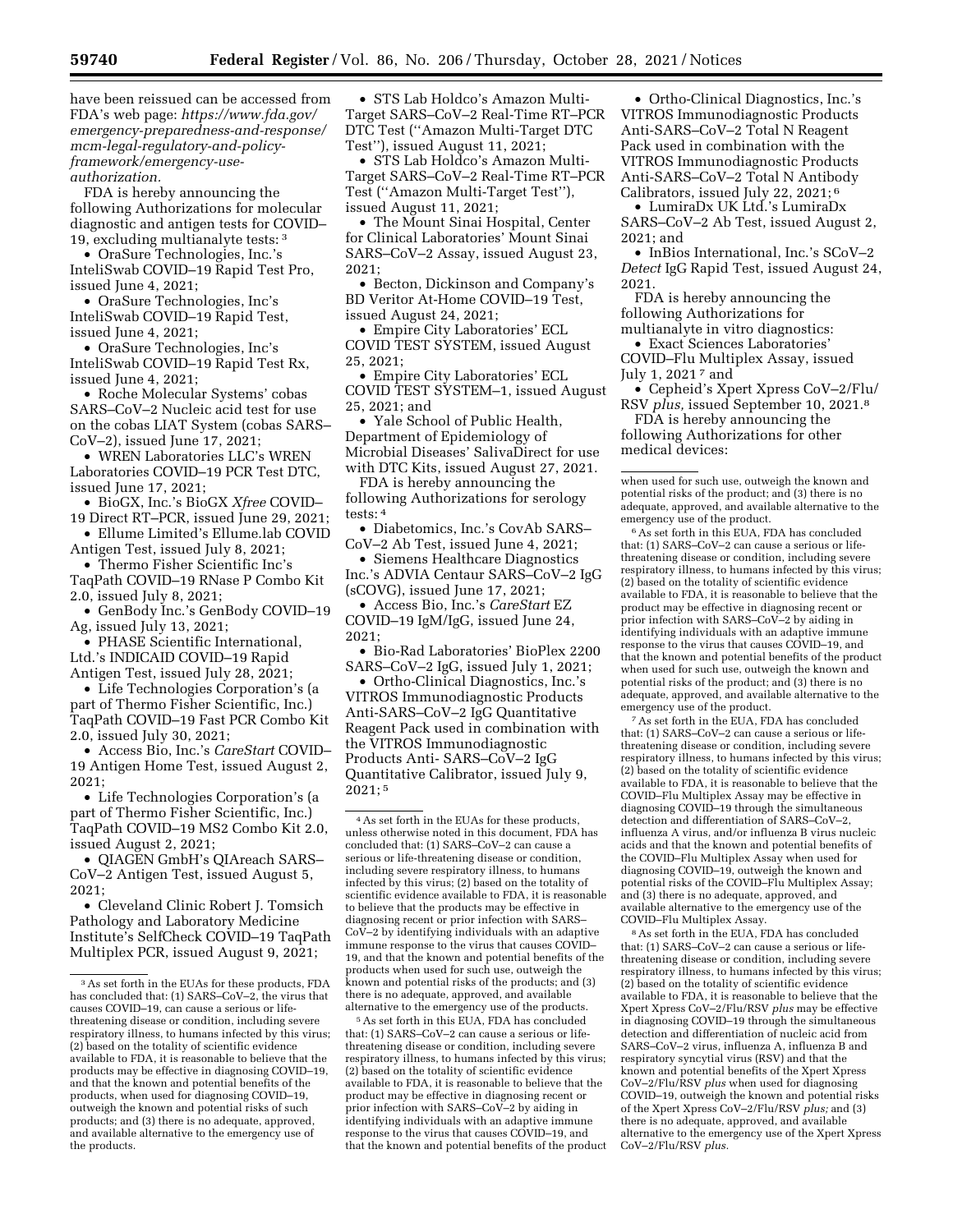have been reissued can be accessed from FDA's web page: *https://www.fda.gov/emergency-preparedness-and-response/mcm-legal-regulatory-and-policy-framework/emergency-use-authorization.*

FDA is hereby announcing the following Authorizations for molecular diagnostic and antigen tests for COVID–19, excluding multianalyte tests: [3]

- OraSure Technologies, Inc.'s InteliSwab COVID–19 Rapid Test Pro, issued June 4, 2021;
- OraSure Technologies, Inc's InteliSwab COVID–19 Rapid Test, issued June 4, 2021;
- OraSure Technologies, Inc's InteliSwab COVID–19 Rapid Test Rx, issued June 4, 2021;
- Roche Molecular Systems' cobas SARS–CoV–2 Nucleic acid test for use on the cobas LIAT System (cobas SARS–CoV–2), issued June 17, 2021;
- WREN Laboratories LLC's WREN Laboratories COVID–19 PCR Test DTC, issued June 17, 2021;
- BioGX, Inc.'s BioGX *Xfree* COVID–19 Direct RT–PCR, issued June 29, 2021;
- Ellume Limited's Ellume.lab COVID Antigen Test, issued July 8, 2021;
- Thermo Fisher Scientific Inc's TaqPath COVID–19 RNase P Combo Kit 2.0, issued July 8, 2021;
- GenBody Inc.'s GenBody COVID–19 Ag, issued July 13, 2021;
- PHASE Scientific International, Ltd.'s INDICAID COVID–19 Rapid Antigen Test, issued July 28, 2021;
- Life Technologies Corporation's (a part of Thermo Fisher Scientific, Inc.) TaqPath COVID–19 Fast PCR Combo Kit 2.0, issued July 30, 2021;
- Access Bio, Inc.'s *CareStart* COVID–19 Antigen Home Test, issued August 2, 2021;
- Life Technologies Corporation's (a part of Thermo Fisher Scientific, Inc.) TaqPath COVID–19 MS2 Combo Kit 2.0, issued August 2, 2021;
- QIAGEN GmbH's QIAreach SARS–CoV–2 Antigen Test, issued August 5, 2021;
- Cleveland Clinic Robert J. Tomsich Pathology and Laboratory Medicine Institute's SelfCheck COVID–19 TaqPath Multiplex PCR, issued August 9, 2021;
- STS Lab Holdco's Amazon Multi-Target SARS–CoV–2 Real-Time RT–PCR DTC Test (''Amazon Multi-Target DTC Test''), issued August 11, 2021;
- STS Lab Holdco's Amazon Multi-Target SARS–CoV–2 Real-Time RT–PCR Test (''Amazon Multi-Target Test''), issued August 11, 2021;
- The Mount Sinai Hospital, Center for Clinical Laboratories' Mount Sinai SARS–CoV–2 Assay, issued August 23, 2021;
- Becton, Dickinson and Company's BD Veritor At-Home COVID–19 Test, issued August 24, 2021;
- Empire City Laboratories' ECL COVID TEST SYSTEM, issued August 25, 2021;
- Empire City Laboratories' ECL COVID TEST SYSTEM–1, issued August 25, 2021; and
- Yale School of Public Health, Department of Epidemiology of Microbial Diseases' SalivaDirect for use with DTC Kits, issued August 27, 2021.

FDA is hereby announcing the following Authorizations for serology tests: [4]

- Diabetomics, Inc.'s CovAb SARS–CoV–2 Ab Test, issued June 4, 2021;
- Siemens Healthcare Diagnostics Inc.'s ADVIA Centaur SARS–CoV–2 IgG (sCOVG), issued June 17, 2021;
- Access Bio, Inc.'s *CareStart* EZ COVID–19 IgM/IgG, issued June 24, 2021;
- Bio-Rad Laboratories' BioPlex 2200 SARS–CoV–2 IgG, issued July 1, 2021;
- Ortho-Clinical Diagnostics, Inc.'s VITROS Immunodiagnostic Products Anti-SARS–CoV–2 IgG Quantitative Reagent Pack used in combination with the VITROS Immunodiagnostic Products Anti- SARS–CoV–2 IgG Quantitative Calibrator, issued July 9, 2021; [5]
- Ortho-Clinical Diagnostics, Inc.'s VITROS Immunodiagnostic Products Anti-SARS–CoV–2 Total N Reagent Pack used in combination with the VITROS Immunodiagnostic Products Anti-SARS–CoV–2 Total N Antibody Calibrators, issued July 22, 2021; [6]
- LumiraDx UK Ltd.'s LumiraDx SARS–CoV–2 Ab Test, issued August 2, 2021; and
- InBios International, Inc.'s SCoV–2 *Detect* IgG Rapid Test, issued August 24, 2021.

FDA is hereby announcing the following Authorizations for multianalyte in vitro diagnostics:

- Exact Sciences Laboratories' COVID–Flu Multiplex Assay, issued July 1, 2021 [7] and
- Cepheid's Xpert Xpress CoV–2/Flu/RSV *plus,* issued September 10, 2021.[8]

FDA is hereby announcing the following Authorizations for other medical devices:

---

[3] As set forth in the EUAs for these products, FDA has concluded that: (1) SARS–CoV–2, the virus that causes COVID–19, can cause a serious or life-threatening disease or condition, including severe respiratory illness, to humans infected by this virus; (2) based on the totality of scientific evidence available to FDA, it is reasonable to believe that the products may be effective in diagnosing COVID–19, and that the known and potential benefits of the products, when used for diagnosing COVID–19, outweigh the known and potential risks of such products; and (3) there is no adequate, approved, and available alternative to the emergency use of the products.

[4] As set forth in the EUAs for these products, unless otherwise noted in this document, FDA has concluded that: (1) SARS–CoV–2 can cause a serious or life-threatening disease or condition, including severe respiratory illness, to humans infected by this virus; (2) based on the totality of scientific evidence available to FDA, it is reasonable to believe that the products may be effective in diagnosing recent or prior infection with SARS–CoV–2 by identifying individuals with an adaptive immune response to the virus that causes COVID–19, and that the known and potential benefits of the products when used for such use, outweigh the known and potential risks of the products; and (3) there is no adequate, approved, and available alternative to the emergency use of the products.

[5] As set forth in this EUA, FDA has concluded that: (1) SARS–CoV–2 can cause a serious or life-threatening disease or condition, including severe respiratory illness, to humans infected by this virus; (2) based on the totality of scientific evidence available to FDA, it is reasonable to believe that the product may be effective in diagnosing recent or prior infection with SARS–CoV–2 by aiding in identifying individuals with an adaptive immune response to the virus that causes COVID–19, and that the known and potential benefits of the product when used for such use, outweigh the known and potential risks of the product; and (3) there is no adequate, approved, and available alternative to the emergency use of the product.

[6] As set forth in this EUA, FDA has concluded that: (1) SARS–CoV–2 can cause a serious or life-threatening disease or condition, including severe respiratory illness, to humans infected by this virus; (2) based on the totality of scientific evidence available to FDA, it is reasonable to believe that the product may be effective in diagnosing recent or prior infection with SARS–CoV–2 by aiding in identifying individuals with an adaptive immune response to the virus that causes COVID–19, and that the known and potential benefits of the product when used for such use, outweigh the known and potential risks of the product; and (3) there is no adequate, approved, and available alternative to the emergency use of the product.

[7] As set forth in the EUA, FDA has concluded that: (1) SARS–CoV–2 can cause a serious or life-threatening disease or condition, including severe respiratory illness, to humans infected by this virus; (2) based on the totality of scientific evidence available to FDA, it is reasonable to believe that the COVID–Flu Multiplex Assay may be effective in diagnosing COVID–19 through the simultaneous detection and differentiation of SARS–CoV–2, influenza A virus, and/or influenza B virus nucleic acids and that the known and potential benefits of the COVID–Flu Multiplex Assay when used for diagnosing COVID–19, outweigh the known and potential risks of the COVID–Flu Multiplex Assay; and (3) there is no adequate, approved, and available alternative to the emergency use of the COVID–Flu Multiplex Assay.

[8] As set forth in the EUA, FDA has concluded that: (1) SARS–CoV–2 can cause a serious or life-threatening disease or condition, including severe respiratory illness, to humans infected by this virus; (2) based on the totality of scientific evidence available to FDA, it is reasonable to believe that the Xpert Xpress CoV–2/Flu/RSV *plus* may be effective in diagnosing COVID–19 through the simultaneous detection and differentiation of nucleic acid from SARS–CoV–2 virus, influenza A, influenza B and respiratory syncytial virus (RSV) and that the known and potential benefits of the Xpert Xpress CoV–2/Flu/RSV *plus* when used for diagnosing COVID–19, outweigh the known and potential risks of the Xpert Xpress CoV–2/Flu/RSV *plus;* and (3) there is no adequate, approved, and available alternative to the emergency use of the Xpert Xpress CoV–2/Flu/RSV *plus.*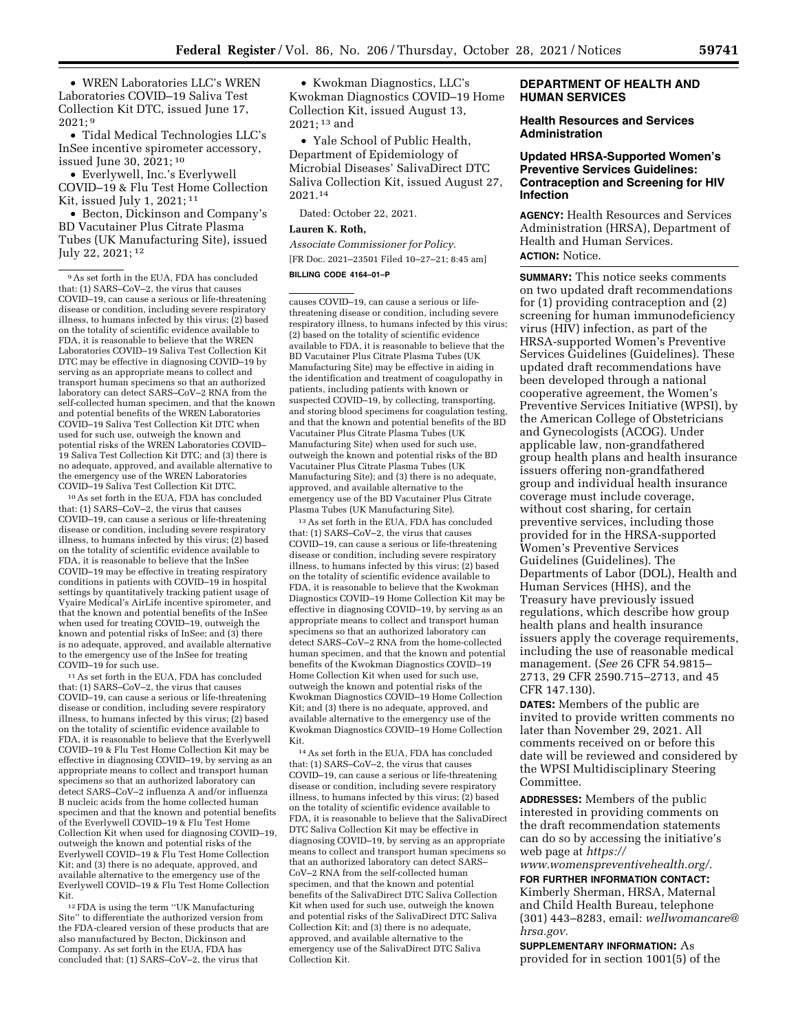- WREN Laboratories LLC's WREN Laboratories COVID–19 Saliva Test Collection Kit DTC, issued June 17, 2021; [9]
- Tidal Medical Technologies LLC's InSee incentive spirometer accessory, issued June 30, 2021; [10]
- Everlywell, Inc.'s Everlywell COVID–19 & Flu Test Home Collection Kit, issued July 1, 2021; [11]
- Becton, Dickinson and Company's BD Vacutainer Plus Citrate Plasma Tubes (UK Manufacturing Site), issued July 22, 2021; [12]
- Kwokman Diagnostics, LLC's Kwokman Diagnostics COVID–19 Home Collection Kit, issued August 13, 2021; [13] and
- Yale School of Public Health, Department of Epidemiology of Microbial Diseases' SalivaDirect DTC Saliva Collection Kit, issued August 27, 2021.[14]

Dated: October 22, 2021.

**Lauren K. Roth,**

*Associate Commissioner for Policy.*

[FR Doc. 2021–23501 Filed 10–27–21; 8:45 am]

**BILLING CODE 4164–01–P**

---

[9] As set forth in the EUA, FDA has concluded that: (1) SARS–CoV–2, the virus that causes COVID–19, can cause a serious or life-threatening disease or condition, including severe respiratory illness, to humans infected by this virus; (2) based on the totality of scientific evidence available to FDA, it is reasonable to believe that the WREN Laboratories COVID–19 Saliva Test Collection Kit DTC may be effective in diagnosing COVID–19 by serving as an appropriate means to collect and transport human specimens so that an authorized laboratory can detect SARS–CoV–2 RNA from the self-collected human specimen, and that the known and potential benefits of the WREN Laboratories COVID–19 Saliva Test Collection Kit DTC when used for such use, outweigh the known and potential risks of the WREN Laboratories COVID–19 Saliva Test Collection Kit DTC; and (3) there is no adequate, approved, and available alternative to the emergency use of the WREN Laboratories COVID–19 Saliva Test Collection Kit DTC.

[10] As set forth in the EUA, FDA has concluded that: (1) SARS–CoV–2, the virus that causes COVID–19, can cause a serious or life-threatening disease or condition, including severe respiratory illness, to humans infected by this virus; (2) based on the totality of scientific evidence available to FDA, it is reasonable to believe that the InSee COVID–19 may be effective in treating respiratory conditions in patients with COVID–19 in hospital settings by quantitatively tracking patient usage of Vyaire Medical's AirLife incentive spirometer, and that the known and potential benefits of the InSee when used for treating COVID–19, outweigh the known and potential risks of InSee; and (3) there is no adequate, approved, and available alternative to the emergency use of the InSee for treating COVID–19 for such use.

[11] As set forth in the EUA, FDA has concluded that: (1) SARS–CoV–2, the virus that causes COVID–19, can cause a serious or life-threatening disease or condition, including severe respiratory illness, to humans infected by this virus; (2) based on the totality of scientific evidence available to FDA, it is reasonable to believe that the Everlywell COVID–19 & Flu Test Home Collection Kit may be effective in diagnosing COVID–19, by serving as an appropriate means to collect and transport human specimens so that an authorized laboratory can detect SARS–CoV–2 influenza A and/or influenza B nucleic acids from the home collected human specimen and that the known and potential benefits of the Everlywell COVID–19 & Flu Test Home Collection Kit when used for diagnosing COVID–19, outweigh the known and potential risks of the Everlywell COVID–19 & Flu Test Home Collection Kit; and (3) there is no adequate, approved, and available alternative to the emergency use of the Everlywell COVID–19 & Flu Test Home Collection Kit.

[12] FDA is using the term "UK Manufacturing Site" to differentiate the authorized version from the FDA-cleared version of these products that are also manufactured by Becton, Dickinson and Company. As set forth in the EUA, FDA has concluded that: (1) SARS–CoV–2, the virus that causes COVID–19, can cause a serious or life-threatening disease or condition, including severe respiratory illness, to humans infected by this virus; (2) based on the totality of scientific evidence available to FDA, it is reasonable to believe that the BD Vacutainer Plus Citrate Plasma Tubes (UK Manufacturing Site) may be effective in aiding in the identification and treatment of coagulopathy in patients, including patients with known or suspected COVID–19, by collecting, transporting, and storing blood specimens for coagulation testing, and that the known and potential benefits of the BD Vacutainer Plus Citrate Plasma Tubes (UK Manufacturing Site) when used for such use, outweigh the known and potential risks of the BD Vacutainer Plus Citrate Plasma Tubes (UK Manufacturing Site); and (3) there is no adequate, approved, and available alternative to the emergency use of the BD Vacutainer Plus Citrate Plasma Tubes (UK Manufacturing Site).

[13] As set forth in the EUA, FDA has concluded that: (1) SARS–CoV–2, the virus that causes COVID–19, can cause a serious or life-threatening disease or condition, including severe respiratory illness, to humans infected by this virus; (2) based on the totality of scientific evidence available to FDA, it is reasonable to believe that the Kwokman Diagnostics COVID–19 Home Collection Kit may be effective in diagnosing COVID–19, by serving as an appropriate means to collect and transport human specimens so that an authorized laboratory can detect SARS–CoV–2 RNA from the home-collected human specimen, and that the known and potential benefits of the Kwokman Diagnostics COVID–19 Home Collection Kit when used for such use, outweigh the known and potential risks of the Kwokman Diagnostics COVID–19 Home Collection Kit; and (3) there is no adequate, approved, and available alternative to the emergency use of the Kwokman Diagnostics COVID–19 Home Collection Kit.

[14] As set forth in the EUA, FDA has concluded that: (1) SARS–CoV–2, the virus that causes COVID–19, can cause a serious or life-threatening disease or condition, including severe respiratory illness, to humans infected by this virus; (2) based on the totality of scientific evidence available to FDA, it is reasonable to believe that the SalivaDirect DTC Saliva Collection Kit may be effective in diagnosing COVID–19, by serving as an appropriate means to collect and transport human specimens so that an authorized laboratory can detect SARS–CoV–2 RNA from the self-collected human specimen, and that the known and potential benefits of the SalivaDirect DTC Saliva Collection Kit when used for such use, outweigh the known and potential risks of the SalivaDirect DTC Saliva Collection Kit; and (3) there is no adequate, approved, and available alternative to the emergency use of the SalivaDirect DTC Saliva Collection Kit.

---

## DEPARTMENT OF HEALTH AND HUMAN SERVICES

### Health Resources and Services Administration

### Updated HRSA-Supported Women's Preventive Services Guidelines: Contraception and Screening for HIV Infection

**AGENCY:** Health Resources and Services Administration (HRSA), Department of Health and Human Services.

**ACTION:** Notice.

**SUMMARY:** This notice seeks comments on two updated draft recommendations for (1) providing contraception and (2) screening for human immunodeficiency virus (HIV) infection, as part of the HRSA-supported Women's Preventive Services Guidelines (Guidelines). These updated draft recommendations have been developed through a national cooperative agreement, the Women's Preventive Services Initiative (WPSI), by the American College of Obstetricians and Gynecologists (ACOG). Under applicable law, non-grandfathered group health plans and health insurance issuers offering non-grandfathered group and individual health insurance coverage must include coverage, without cost sharing, for certain preventive services, including those provided for in the HRSA-supported Women's Preventive Services Guidelines (Guidelines). The Departments of Labor (DOL), Health and Human Services (HHS), and the Treasury have previously issued regulations, which describe how group health plans and health insurance issuers apply the coverage requirements, including the use of reasonable medical management. (*See* 26 CFR 54.9815–2713, 29 CFR 2590.715–2713, and 45 CFR 147.130).

**DATES:** Members of the public are invited to provide written comments no later than November 29, 2021. All comments received on or before this date will be reviewed and considered by the WPSI Multidisciplinary Steering Committee.

**ADDRESSES:** Members of the public interested in providing comments on the draft recommendation statements can do so by accessing the initiative's web page at *https://www.womenspreventivehealth.org/.*

**FOR FURTHER INFORMATION CONTACT:** Kimberly Sherman, HRSA, Maternal and Child Health Bureau, telephone (301) 443–8283, email: *wellwomancare@hrsa.gov.*

**SUPPLEMENTARY INFORMATION:** As provided for in section 1001(5) of the